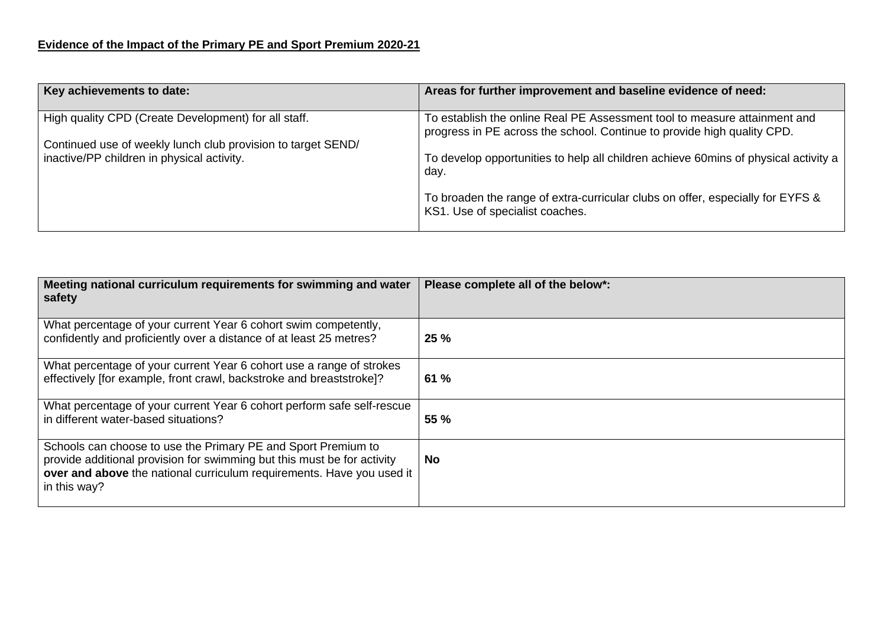**Evidence of the Impact of the Primary PE and Sport Premium 2020-21**

| Key achievements to date: | Areas for further improvement and baseline evidence of need: |
|---|---|
| High quality CPD (Create Development) for all staff.<br><br>Continued use of weekly lunch club provision to target SEND/ inactive/PP children in physical activity. | To establish the online Real PE Assessment tool to measure attainment and progress in PE across the school. Continue to provide high quality CPD.<br><br>To develop opportunities to help all children achieve 60mins of physical activity a day.<br><br>To broaden the range of extra-curricular clubs on offer, especially for EYFS & KS1. Use of specialist coaches. |

| Meeting national curriculum requirements for swimming and water safety | Please complete all of the below*: |
|---|---|
| What percentage of your current Year 6 cohort swim competently, confidently and proficiently over a distance of at least 25 metres? | **25 %** |
| What percentage of your current Year 6 cohort use a range of strokes effectively [for example, front crawl, backstroke and breaststroke]? | **61 %** |
| What percentage of your current Year 6 cohort perform safe self-rescue in different water-based situations? | **55 %** |
| Schools can choose to use the Primary PE and Sport Premium to provide additional provision for swimming but this must be for activity **over and above** the national curriculum requirements. Have you used it in this way? | **No** |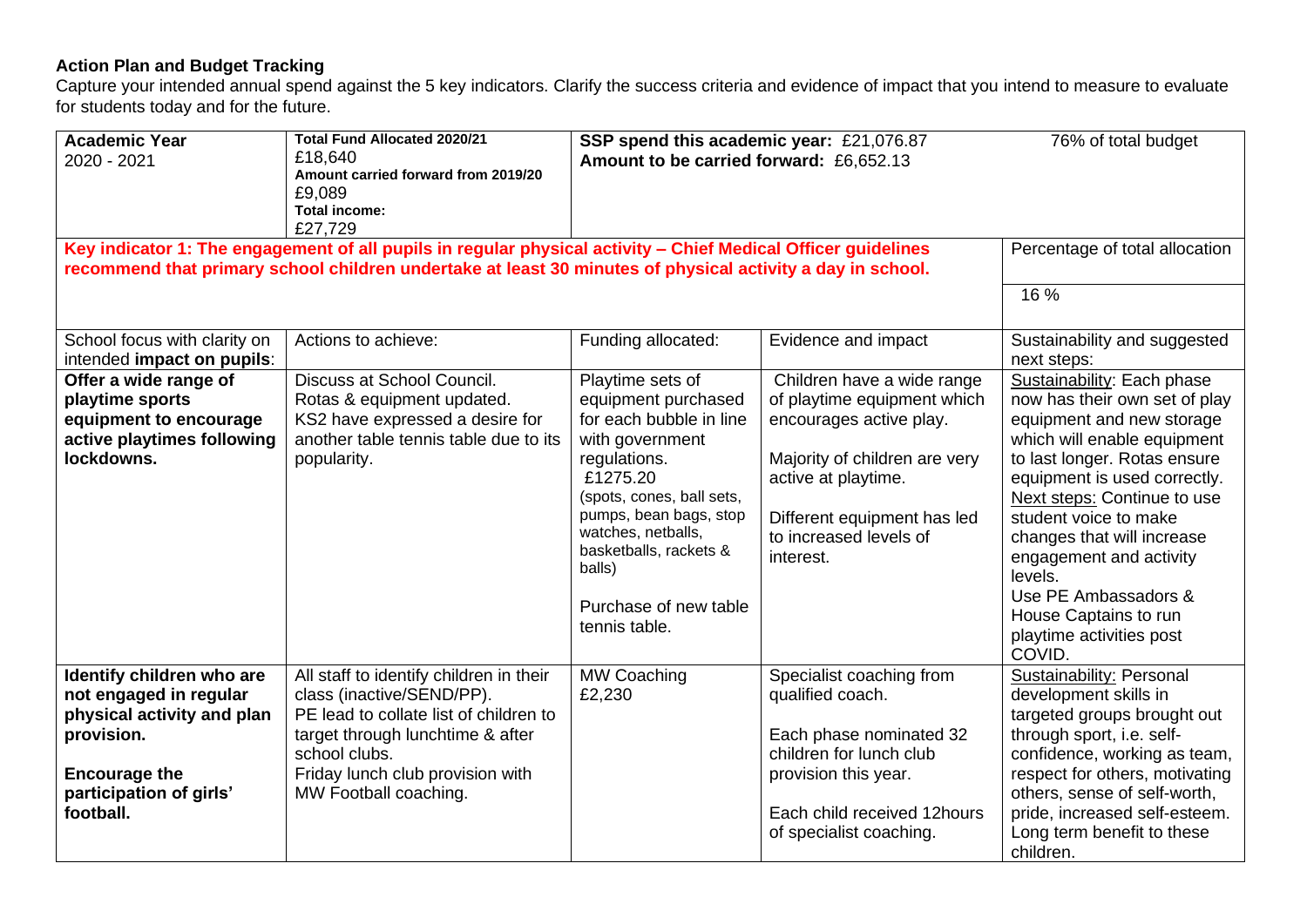**Action Plan and Budget Tracking**

Capture your intended annual spend against the 5 key indicators. Clarify the success criteria and evidence of impact that you intend to measure to evaluate for students today and for the future.

| **Academic Year**<br>2020 - 2021 | **Total Fund Allocated 2020/21**<br>£18,640<br>**Amount carried forward from 2019/20**<br>£9,089<br>**Total income:**<br>£27,729 | **SSP spend this academic year:** £21,076.87<br>**Amount to be carried forward:** £6,652.13 | | 76% of total budget |
|---|---|---|---|---|
| **Key indicator 1: The engagement of all pupils in regular physical activity – Chief Medical Officer guidelines recommend that primary school children undertake at least 30 minutes of physical activity a day in school.** | | | | Percentage of total allocation<br><br>16 % |
| School focus with clarity on intended **impact on pupils**: | Actions to achieve: | Funding allocated: | Evidence and impact | Sustainability and suggested next steps: |
| **Offer a wide range of playtime sports equipment to encourage active playtimes following lockdowns.** | Discuss at School Council.<br>Rotas & equipment updated.<br>KS2 have expressed a desire for another table tennis table due to its popularity. | Playtime sets of equipment purchased for each bubble in line with government regulations.<br>£1275.20<br>(spots, cones, ball sets, pumps, bean bags, stop watches, netballs, basketballs, rackets & balls)<br><br>Purchase of new table tennis table. | Children have a wide range of playtime equipment which encourages active play.<br><br>Majority of children are very active at playtime.<br><br>Different equipment has led to increased levels of interest. | Sustainability: Each phase now has their own set of play equipment and new storage which will enable equipment to last longer. Rotas ensure equipment is used correctly.<br>Next steps: Continue to use student voice to make changes that will increase engagement and activity levels.<br>Use PE Ambassadors & House Captains to run playtime activities post COVID. |
| **Identify children who are not engaged in regular physical activity and plan provision.**<br><br>**Encourage the participation of girls' football.** | All staff to identify children in their class (inactive/SEND/PP).<br>PE lead to collate list of children to target through lunchtime & after school clubs.<br>Friday lunch club provision with MW Football coaching. | MW Coaching<br>£2,230 | Specialist coaching from qualified coach.<br><br>Each phase nominated 32 children for lunch club provision this year.<br><br>Each child received 12hours of specialist coaching. | Sustainability: Personal development skills in targeted groups brought out through sport, i.e. self-confidence, working as team, respect for others, motivating others, sense of self-worth, pride, increased self-esteem. Long term benefit to these children. |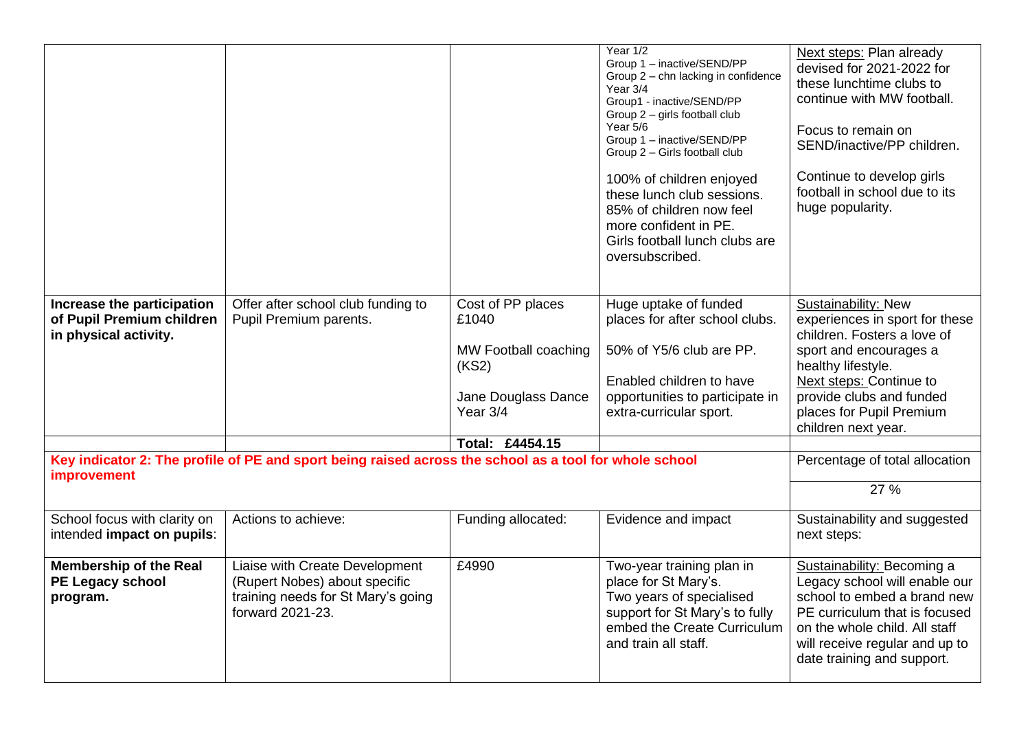| | | | | |
|---|---|---|---|---|
| | | | Year 1/2<br>Group 1 – inactive/SEND/PP<br>Group 2 – chn lacking in confidence<br>Year 3/4<br>Group1 - inactive/SEND/PP<br>Group 2 – girls football club<br>Year 5/6<br>Group 1 – inactive/SEND/PP<br>Group 2 – Girls football club<br><br>100% of children enjoyed these lunch club sessions.<br>85% of children now feel more confident in PE.<br>Girls football lunch clubs are oversubscribed. | Next steps: Plan already devised for 2021-2022 for these lunchtime clubs to continue with MW football.<br><br>Focus to remain on SEND/inactive/PP children.<br><br>Continue to develop girls football in school due to its huge popularity. |
| **Increase the participation of Pupil Premium children in physical activity.** | Offer after school club funding to Pupil Premium parents. | Cost of PP places £1040<br><br>MW Football coaching (KS2)<br><br>Jane Douglass Dance Year 3/4 | Huge uptake of funded places for after school clubs.<br><br>50% of Y5/6 club are PP.<br><br>Enabled children to have opportunities to participate in extra-curricular sport. | Sustainability: New experiences in sport for these children. Fosters a love of sport and encourages a healthy lifestyle.<br>Next steps: Continue to provide clubs and funded places for Pupil Premium children next year. |
| | | **Total: £4454.15** | | |

| | | | | |
|---|---|---|---|---|
| **Key indicator 2: The profile of PE and sport being raised across the school as a tool for whole school improvement** | | | | Percentage of total allocation |
| | | | | 27 % |
| School focus with clarity on intended **impact on pupils**: | Actions to achieve: | Funding allocated: | Evidence and impact | Sustainability and suggested next steps: |
| **Membership of the Real PE Legacy school program.** | Liaise with Create Development (Rupert Nobes) about specific training needs for St Mary's going forward 2021-23. | £4990 | Two-year training plan in place for St Mary's.<br>Two years of specialised support for St Mary's to fully embed the Create Curriculum and train all staff. | Sustainability: Becoming a Legacy school will enable our school to embed a brand new PE curriculum that is focused on the whole child. All staff will receive regular and up to date training and support. |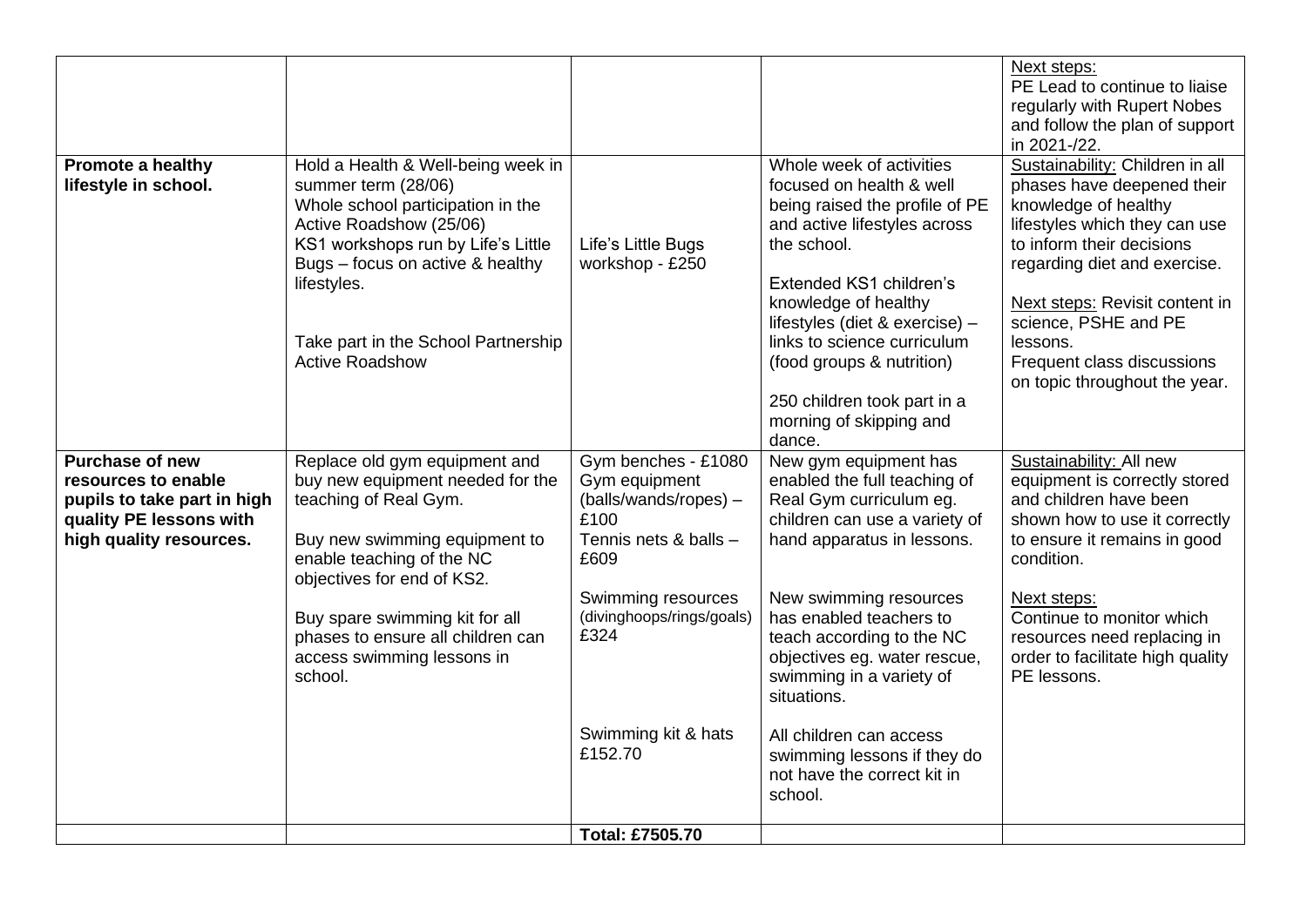| | | | | |
|---|---|---|---|---|
| | | | | Next steps:<br>PE Lead to continue to liaise regularly with Rupert Nobes and follow the plan of support in 2021-/22. |
| **Promote a healthy lifestyle in school.** | Hold a Health & Well-being week in summer term (28/06)<br>Whole school participation in the Active Roadshow (25/06)<br>KS1 workshops run by Life's Little Bugs – focus on active & healthy lifestyles.<br><br>Take part in the School Partnership Active Roadshow | Life's Little Bugs workshop - £250 | Whole week of activities focused on health & well being raised the profile of PE and active lifestyles across the school.<br><br>Extended KS1 children's knowledge of healthy lifestyles (diet & exercise) – links to science curriculum (food groups & nutrition)<br><br>250 children took part in a morning of skipping and dance. | Sustainability: Children in all phases have deepened their knowledge of healthy lifestyles which they can use to inform their decisions regarding diet and exercise.<br><br>Next steps: Revisit content in science, PSHE and PE lessons.<br>Frequent class discussions on topic throughout the year. |
| **Purchase of new resources to enable pupils to take part in high quality PE lessons with high quality resources.** | Replace old gym equipment and buy new equipment needed for the teaching of Real Gym.<br><br>Buy new swimming equipment to enable teaching of the NC objectives for end of KS2.<br><br>Buy spare swimming kit for all phases to ensure all children can access swimming lessons in school. | Gym benches - £1080<br>Gym equipment (balls/wands/ropes) – £100<br>Tennis nets & balls – £609<br><br>Swimming resources (divinghoops/rings/goals) £324<br><br>Swimming kit & hats £152.70 | New gym equipment has enabled the full teaching of Real Gym curriculum eg. children can use a variety of hand apparatus in lessons.<br><br>New swimming resources has enabled teachers to teach according to the NC objectives eg. water rescue, swimming in a variety of situations.<br><br>All children can access swimming lessons if they do not have the correct kit in school. | Sustainability: All new equipment is correctly stored and children have been shown how to use it correctly to ensure it remains in good condition.<br><br>Next steps:<br>Continue to monitor which resources need replacing in order to facilitate high quality PE lessons. |
| | | **Total: £7505.70** | | |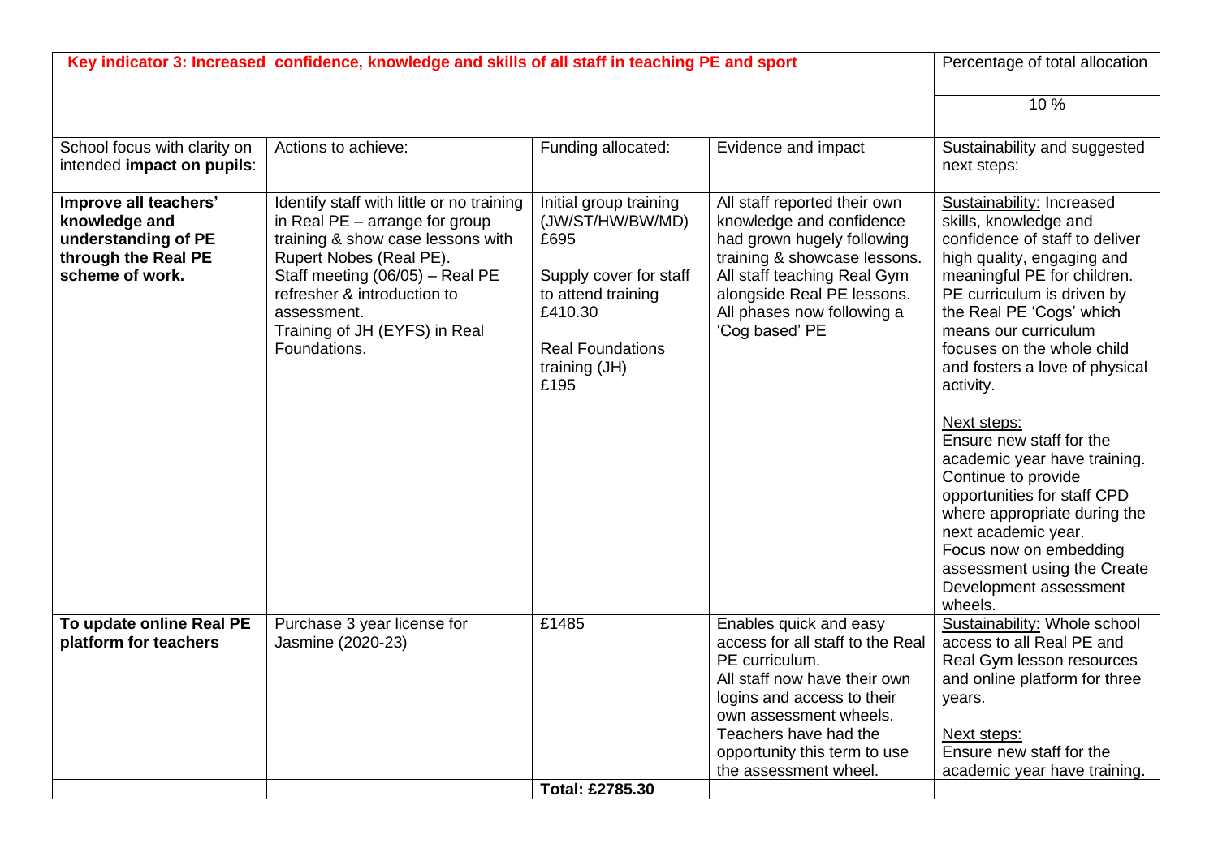| **Key indicator 3: Increased confidence, knowledge and skills of all staff in teaching PE and sport** | | | | Percentage of total allocation |
|---|---|---|---|---|
| | | | | 10 % |
| School focus with clarity on intended **impact on pupils**: | Actions to achieve: | Funding allocated: | Evidence and impact | Sustainability and suggested next steps: |
| **Improve all teachers' knowledge and understanding of PE through the Real PE scheme of work.** | Identify staff with little or no training in Real PE – arrange for group training & show case lessons with Rupert Nobes (Real PE).<br>Staff meeting (06/05) – Real PE refresher & introduction to assessment.<br>Training of JH (EYFS) in Real Foundations. | Initial group training (JW/ST/HW/BW/MD) £695<br><br>Supply cover for staff to attend training £410.30<br><br>Real Foundations training (JH) £195 | All staff reported their own knowledge and confidence had grown hugely following training & showcase lessons.<br>All staff teaching Real Gym alongside Real PE lessons.<br>All phases now following a 'Cog based' PE | Sustainability: Increased skills, knowledge and confidence of staff to deliver high quality, engaging and meaningful PE for children. PE curriculum is driven by the Real PE 'Cogs' which means our curriculum focuses on the whole child and fosters a love of physical activity.<br><br>Next steps:<br>Ensure new staff for the academic year have training.<br>Continue to provide opportunities for staff CPD where appropriate during the next academic year.<br>Focus now on embedding assessment using the Create Development assessment wheels. |
| **To update online Real PE platform for teachers** | Purchase 3 year license for Jasmine (2020-23) | £1485 | Enables quick and easy access for all staff to the Real PE curriculum.<br>All staff now have their own logins and access to their own assessment wheels.<br>Teachers have had the opportunity this term to use the assessment wheel. | Sustainability: Whole school access to all Real PE and Real Gym lesson resources and online platform for three years.<br><br>Next steps:<br>Ensure new staff for the academic year have training. |
| | | **Total: £2785.30** | | |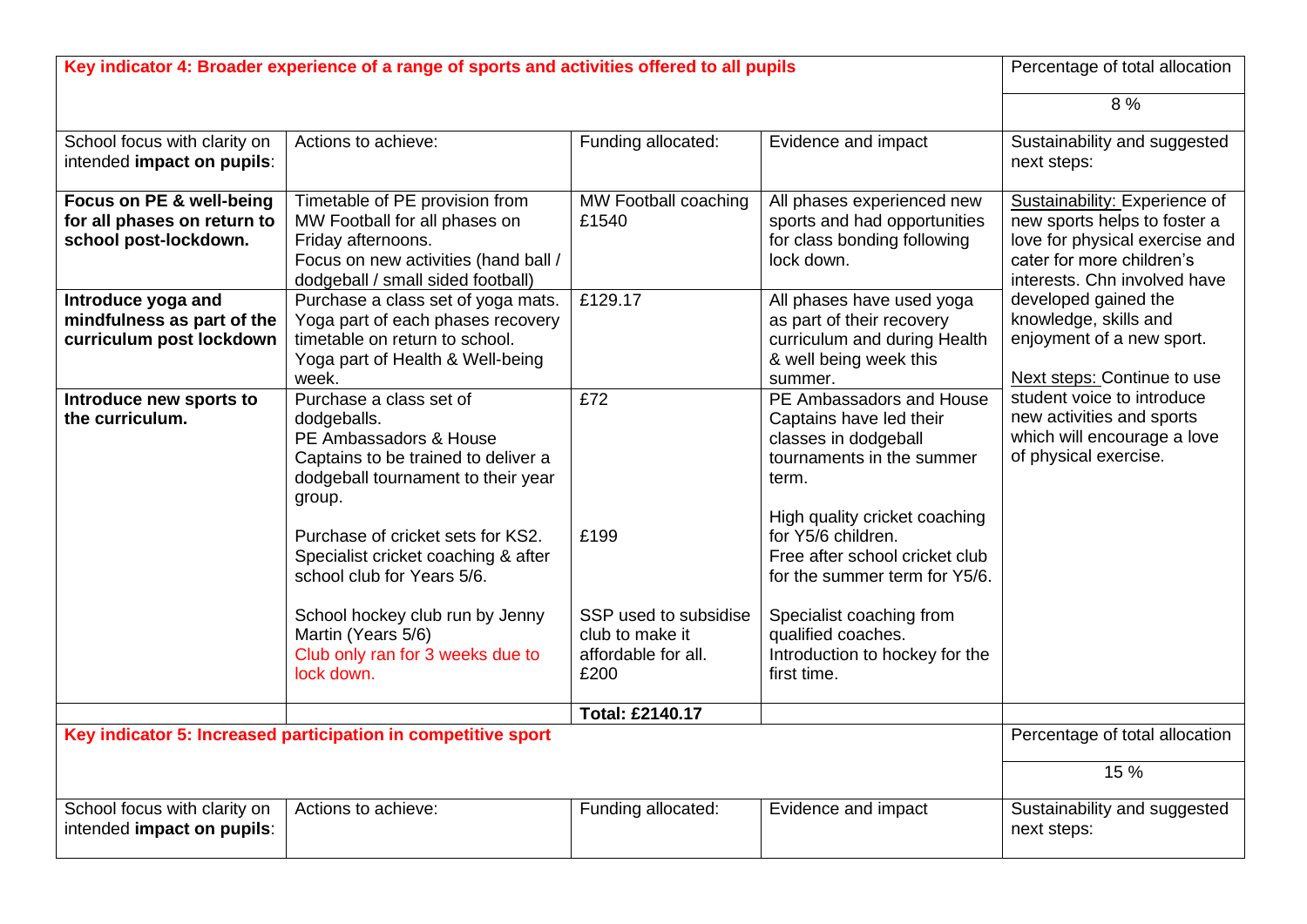| Key indicator 4: Broader experience of a range of sports and activities offered to all pupils | | | | Percentage of total allocation |
|---|---|---|---|---|
| | | | | 8 % |
| School focus with clarity on intended **impact on pupils**: | Actions to achieve: | Funding allocated: | Evidence and impact | Sustainability and suggested next steps: |
| **Focus on PE & well-being for all phases on return to school post-lockdown.** | Timetable of PE provision from MW Football for all phases on Friday afternoons.<br>Focus on new activities (hand ball / dodgeball / small sided football) | MW Football coaching £1540 | All phases experienced new sports and had opportunities for class bonding following lock down. | Sustainability: Experience of new sports helps to foster a love for physical exercise and cater for more children's interests. Chn involved have developed gained the knowledge, skills and enjoyment of a new sport.<br><br>Next steps: Continue to use student voice to introduce new activities and sports which will encourage a love of physical exercise. |
| **Introduce yoga and mindfulness as part of the curriculum post lockdown** | Purchase a class set of yoga mats. Yoga part of each phases recovery timetable on return to school. Yoga part of Health & Well-being week. | £129.17 | All phases have used yoga as part of their recovery curriculum and during Health & well being week this summer. | |
| **Introduce new sports to the curriculum.** | Purchase a class set of dodgeballs.<br>PE Ambassadors & House Captains to be trained to deliver a dodgeball tournament to their year group.<br><br>Purchase of cricket sets for KS2. Specialist cricket coaching & after school club for Years 5/6.<br><br>School hockey club run by Jenny Martin (Years 5/6)<br>Club only ran for 3 weeks due to lock down. | £72<br><br><br><br>£199<br><br><br>SSP used to subsidise club to make it affordable for all.<br>£200 | PE Ambassadors and House Captains have led their classes in dodgeball tournaments in the summer term.<br><br>High quality cricket coaching for Y5/6 children.<br>Free after school cricket club for the summer term for Y5/6.<br><br>Specialist coaching from qualified coaches.<br>Introduction to hockey for the first time. | |
| | | **Total: £2140.17** | | |

| Key indicator 5: Increased participation in competitive sport | | | | Percentage of total allocation |
|---|---|---|---|---|
| | | | | 15 % |
| School focus with clarity on intended **impact on pupils**: | Actions to achieve: | Funding allocated: | Evidence and impact | Sustainability and suggested next steps: |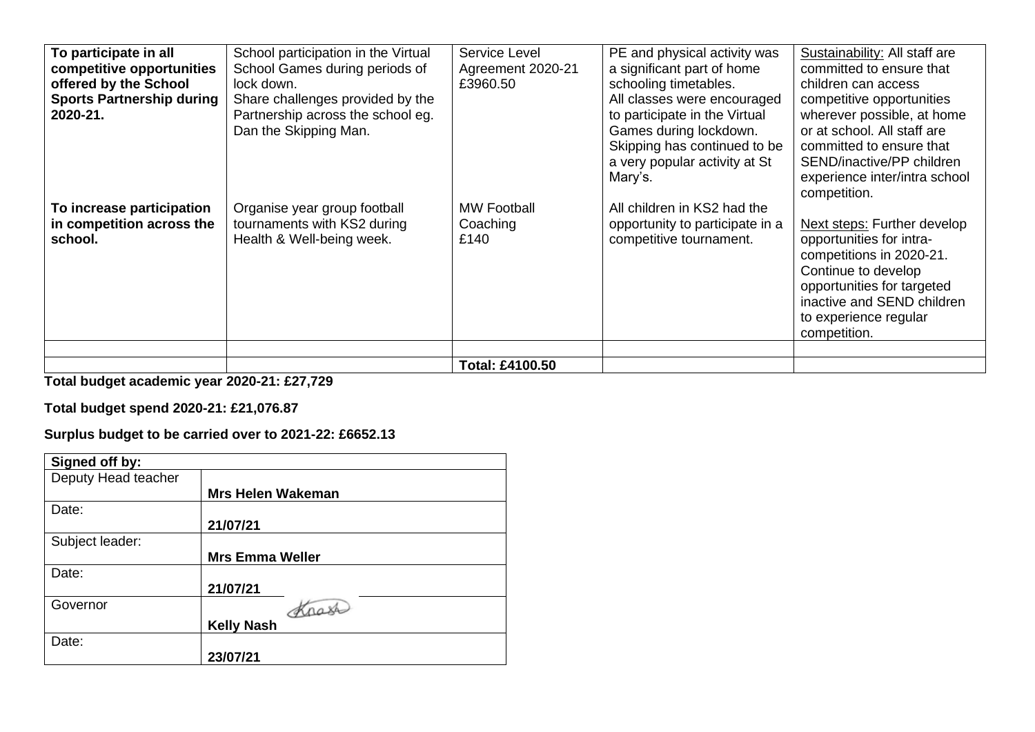| | | | | |
|---|---|---|---|---|
| **To participate in all competitive opportunities offered by the School Sports Partnership during 2020-21.** | School participation in the Virtual School Games during periods of lock down.<br>Share challenges provided by the Partnership across the school eg. Dan the Skipping Man. | Service Level Agreement 2020-21<br>£3960.50 | PE and physical activity was a significant part of home schooling timetables.<br>All classes were encouraged to participate in the Virtual Games during lockdown. Skipping has continued to be a very popular activity at St Mary's. | Sustainability: All staff are committed to ensure that children can access competitive opportunities wherever possible, at home or at school. All staff are committed to ensure that SEND/inactive/PP children experience inter/intra school competition.<br><br>Next steps: Further develop opportunities for intra-competitions in 2020-21. Continue to develop opportunities for targeted inactive and SEND children to experience regular competition. |
| **To increase participation in competition across the school.** | Organise year group football tournaments with KS2 during Health & Well-being week. | MW Football Coaching<br>£140 | All children in KS2 had the opportunity to participate in a competitive tournament. | |
| | | | | |
| | | **Total: £4100.50** | | |

**Total budget academic year 2020-21: £27,729**

**Total budget spend 2020-21: £21,076.87**

**Surplus budget to be carried over to 2021-22: £6652.13**

| Signed off by: | |
|---|---|
| Deputy Head teacher | **Mrs Helen Wakeman** |
| Date: | **21/07/21** |
| Subject leader: | **Mrs Emma Weller** |
| Date: | **21/07/21** |
| Governor | **Kelly Nash** |
| Date: | **23/07/21** |